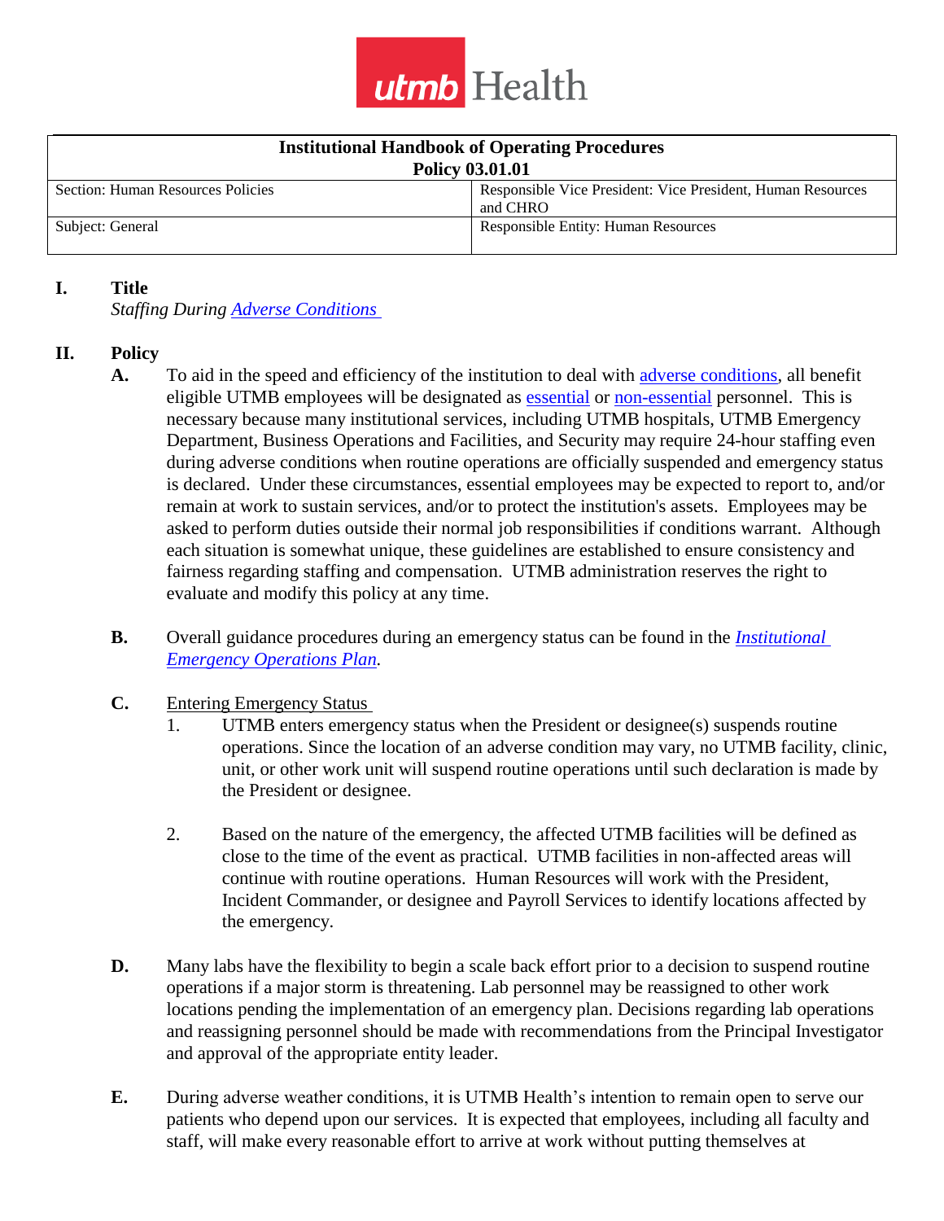utmb Health

| Institutional Handbook of Operating Procedures Policy 03.01.01 | |
|---|---|
| Section: Human Resources Policies | Responsible Vice President: Vice President, Human Resources and CHRO |
| Subject: General | Responsible Entity: Human Resources |

## I. Title

*Staffing During Adverse Conditions*

## II. Policy

**A.** To aid in the speed and efficiency of the institution to deal with adverse conditions, all benefit eligible UTMB employees will be designated as essential or non-essential personnel. This is necessary because many institutional services, including UTMB hospitals, UTMB Emergency Department, Business Operations and Facilities, and Security may require 24-hour staffing even during adverse conditions when routine operations are officially suspended and emergency status is declared. Under these circumstances, essential employees may be expected to report to, and/or remain at work to sustain services, and/or to protect the institution's assets. Employees may be asked to perform duties outside their normal job responsibilities if conditions warrant. Although each situation is somewhat unique, these guidelines are established to ensure consistency and fairness regarding staffing and compensation. UTMB administration reserves the right to evaluate and modify this policy at any time.

**B.** Overall guidance procedures during an emergency status can be found in the *Institutional Emergency Operations Plan*.

**C.** Entering Emergency Status

1. UTMB enters emergency status when the President or designee(s) suspends routine operations. Since the location of an adverse condition may vary, no UTMB facility, clinic, unit, or other work unit will suspend routine operations until such declaration is made by the President or designee.

2. Based on the nature of the emergency, the affected UTMB facilities will be defined as close to the time of the event as practical. UTMB facilities in non-affected areas will continue with routine operations. Human Resources will work with the President, Incident Commander, or designee and Payroll Services to identify locations affected by the emergency.

**D.** Many labs have the flexibility to begin a scale back effort prior to a decision to suspend routine operations if a major storm is threatening. Lab personnel may be reassigned to other work locations pending the implementation of an emergency plan. Decisions regarding lab operations and reassigning personnel should be made with recommendations from the Principal Investigator and approval of the appropriate entity leader.

**E.** During adverse weather conditions, it is UTMB Health's intention to remain open to serve our patients who depend upon our services. It is expected that employees, including all faculty and staff, will make every reasonable effort to arrive at work without putting themselves at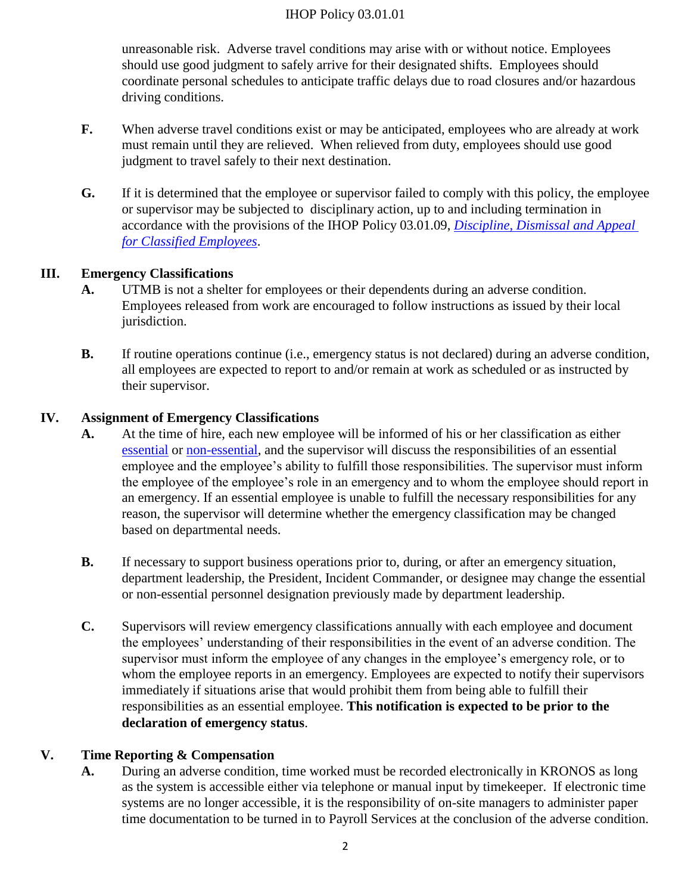unreasonable risk. Adverse travel conditions may arise with or without notice. Employees should use good judgment to safely arrive for their designated shifts. Employees should coordinate personal schedules to anticipate traffic delays due to road closures and/or hazardous driving conditions.

**F.** When adverse travel conditions exist or may be anticipated, employees who are already at work must remain until they are relieved. When relieved from duty, employees should use good judgment to travel safely to their next destination.

**G.** If it is determined that the employee or supervisor failed to comply with this policy, the employee or supervisor may be subjected to disciplinary action, up to and including termination in accordance with the provisions of the IHOP Policy 03.01.09, *[Discipline, Dismissal and Appeal for Classified Employees](#)*.

## III. Emergency Classifications

**A.** UTMB is not a shelter for employees or their dependents during an adverse condition. Employees released from work are encouraged to follow instructions as issued by their local jurisdiction.

**B.** If routine operations continue (i.e., emergency status is not declared) during an adverse condition, all employees are expected to report to and/or remain at work as scheduled or as instructed by their supervisor.

## IV. Assignment of Emergency Classifications

**A.** At the time of hire, each new employee will be informed of his or her classification as either [essential](#) or [non-essential](#), and the supervisor will discuss the responsibilities of an essential employee and the employee's ability to fulfill those responsibilities. The supervisor must inform the employee of the employee's role in an emergency and to whom the employee should report in an emergency. If an essential employee is unable to fulfill the necessary responsibilities for any reason, the supervisor will determine whether the emergency classification may be changed based on departmental needs.

**B.** If necessary to support business operations prior to, during, or after an emergency situation, department leadership, the President, Incident Commander, or designee may change the essential or non-essential personnel designation previously made by department leadership.

**C.** Supervisors will review emergency classifications annually with each employee and document the employees' understanding of their responsibilities in the event of an adverse condition. The supervisor must inform the employee of any changes in the employee's emergency role, or to whom the employee reports in an emergency. Employees are expected to notify their supervisors immediately if situations arise that would prohibit them from being able to fulfill their responsibilities as an essential employee. **This notification is expected to be prior to the declaration of emergency status**.

## V. Time Reporting & Compensation

**A.** During an adverse condition, time worked must be recorded electronically in KRONOS as long as the system is accessible either via telephone or manual input by timekeeper. If electronic time systems are no longer accessible, it is the responsibility of on-site managers to administer paper time documentation to be turned in to Payroll Services at the conclusion of the adverse condition.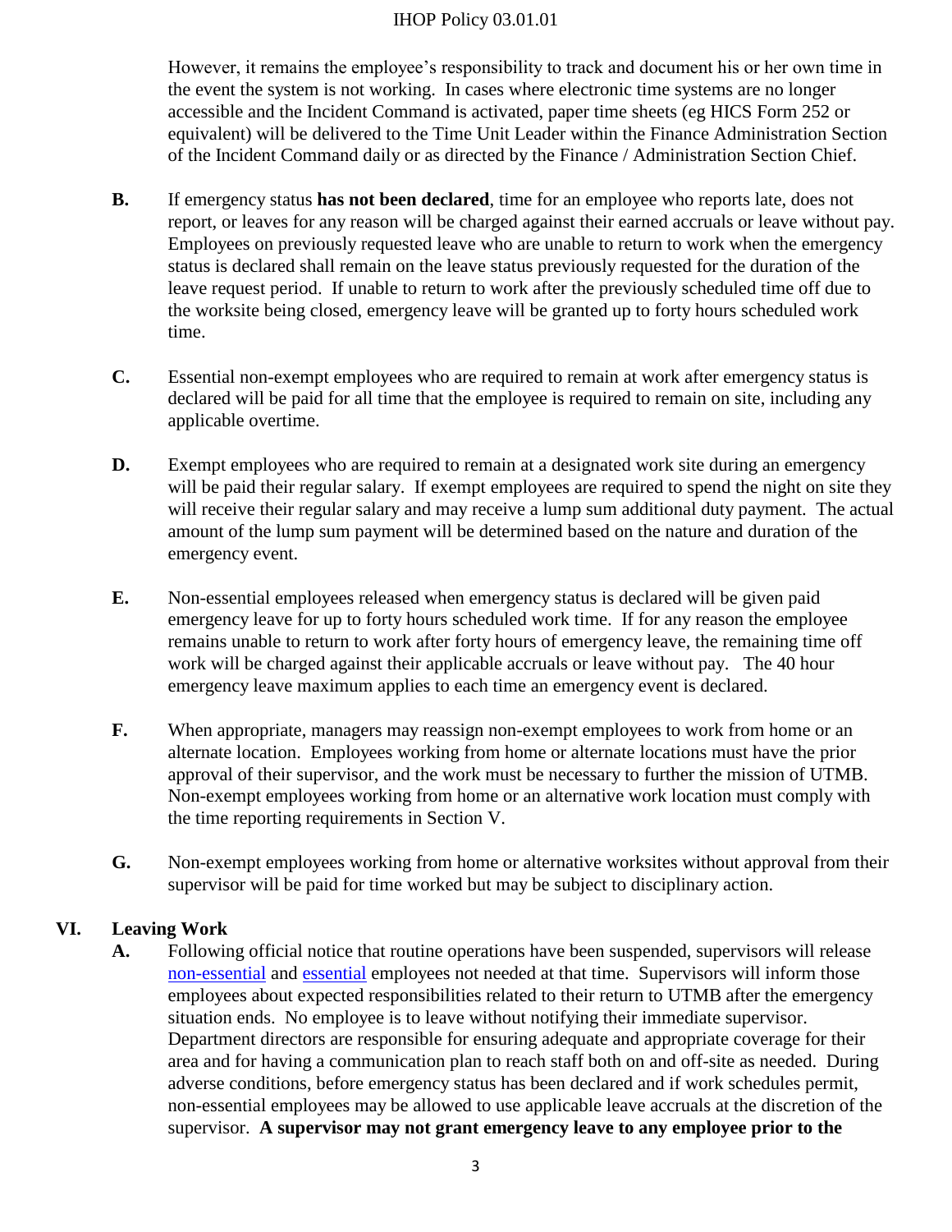However, it remains the employee's responsibility to track and document his or her own time in the event the system is not working. In cases where electronic time systems are no longer accessible and the Incident Command is activated, paper time sheets (eg HICS Form 252 or equivalent) will be delivered to the Time Unit Leader within the Finance Administration Section of the Incident Command daily or as directed by the Finance / Administration Section Chief.

**B.** If emergency status **has not been declared**, time for an employee who reports late, does not report, or leaves for any reason will be charged against their earned accruals or leave without pay. Employees on previously requested leave who are unable to return to work when the emergency status is declared shall remain on the leave status previously requested for the duration of the leave request period. If unable to return to work after the previously scheduled time off due to the worksite being closed, emergency leave will be granted up to forty hours scheduled work time.

**C.** Essential non-exempt employees who are required to remain at work after emergency status is declared will be paid for all time that the employee is required to remain on site, including any applicable overtime.

**D.** Exempt employees who are required to remain at a designated work site during an emergency will be paid their regular salary. If exempt employees are required to spend the night on site they will receive their regular salary and may receive a lump sum additional duty payment. The actual amount of the lump sum payment will be determined based on the nature and duration of the emergency event.

**E.** Non-essential employees released when emergency status is declared will be given paid emergency leave for up to forty hours scheduled work time. If for any reason the employee remains unable to return to work after forty hours of emergency leave, the remaining time off work will be charged against their applicable accruals or leave without pay. The 40 hour emergency leave maximum applies to each time an emergency event is declared.

**F.** When appropriate, managers may reassign non-exempt employees to work from home or an alternate location. Employees working from home or alternate locations must have the prior approval of their supervisor, and the work must be necessary to further the mission of UTMB. Non-exempt employees working from home or an alternative work location must comply with the time reporting requirements in Section V.

**G.** Non-exempt employees working from home or alternative worksites without approval from their supervisor will be paid for time worked but may be subject to disciplinary action.

## VI. Leaving Work

**A.** Following official notice that routine operations have been suspended, supervisors will release non-essential and essential employees not needed at that time. Supervisors will inform those employees about expected responsibilities related to their return to UTMB after the emergency situation ends. No employee is to leave without notifying their immediate supervisor. Department directors are responsible for ensuring adequate and appropriate coverage for their area and for having a communication plan to reach staff both on and off-site as needed. During adverse conditions, before emergency status has been declared and if work schedules permit, non-essential employees may be allowed to use applicable leave accruals at the discretion of the supervisor. **A supervisor may not grant emergency leave to any employee prior to the**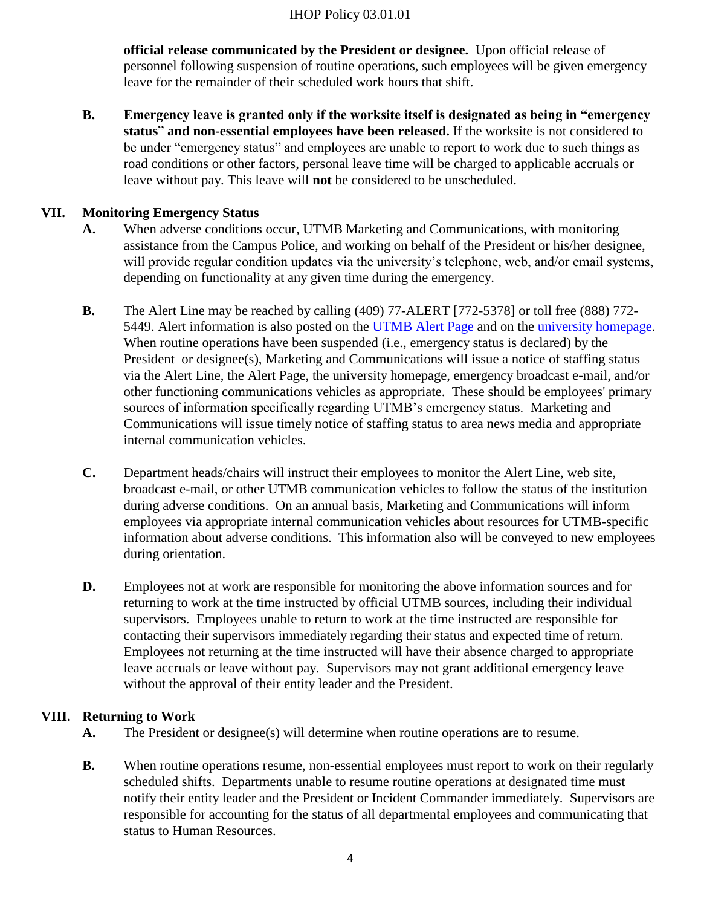**official release communicated by the President or designee.** Upon official release of personnel following suspension of routine operations, such employees will be given emergency leave for the remainder of their scheduled work hours that shift.

**B.** **Emergency leave is granted only if the worksite itself is designated as being in "emergency status" and non-essential employees have been released.** If the worksite is not considered to be under "emergency status" and employees are unable to report to work due to such things as road conditions or other factors, personal leave time will be charged to applicable accruals or leave without pay. This leave will **not** be considered to be unscheduled.

## VII. Monitoring Emergency Status

**A.** When adverse conditions occur, UTMB Marketing and Communications, with monitoring assistance from the Campus Police, and working on behalf of the President or his/her designee, will provide regular condition updates via the university's telephone, web, and/or email systems, depending on functionality at any given time during the emergency.

**B.** The Alert Line may be reached by calling (409) 77-ALERT [772-5378] or toll free (888) 772-5449. Alert information is also posted on the UTMB Alert Page and on the university homepage. When routine operations have been suspended (i.e., emergency status is declared) by the President or designee(s), Marketing and Communications will issue a notice of staffing status via the Alert Line, the Alert Page, the university homepage, emergency broadcast e-mail, and/or other functioning communications vehicles as appropriate. These should be employees' primary sources of information specifically regarding UTMB's emergency status. Marketing and Communications will issue timely notice of staffing status to area news media and appropriate internal communication vehicles.

**C.** Department heads/chairs will instruct their employees to monitor the Alert Line, web site, broadcast e-mail, or other UTMB communication vehicles to follow the status of the institution during adverse conditions. On an annual basis, Marketing and Communications will inform employees via appropriate internal communication vehicles about resources for UTMB-specific information about adverse conditions. This information also will be conveyed to new employees during orientation.

**D.** Employees not at work are responsible for monitoring the above information sources and for returning to work at the time instructed by official UTMB sources, including their individual supervisors. Employees unable to return to work at the time instructed are responsible for contacting their supervisors immediately regarding their status and expected time of return. Employees not returning at the time instructed will have their absence charged to appropriate leave accruals or leave without pay. Supervisors may not grant additional emergency leave without the approval of their entity leader and the President.

## VIII. Returning to Work

**A.** The President or designee(s) will determine when routine operations are to resume.

**B.** When routine operations resume, non-essential employees must report to work on their regularly scheduled shifts. Departments unable to resume routine operations at designated time must notify their entity leader and the President or Incident Commander immediately. Supervisors are responsible for accounting for the status of all departmental employees and communicating that status to Human Resources.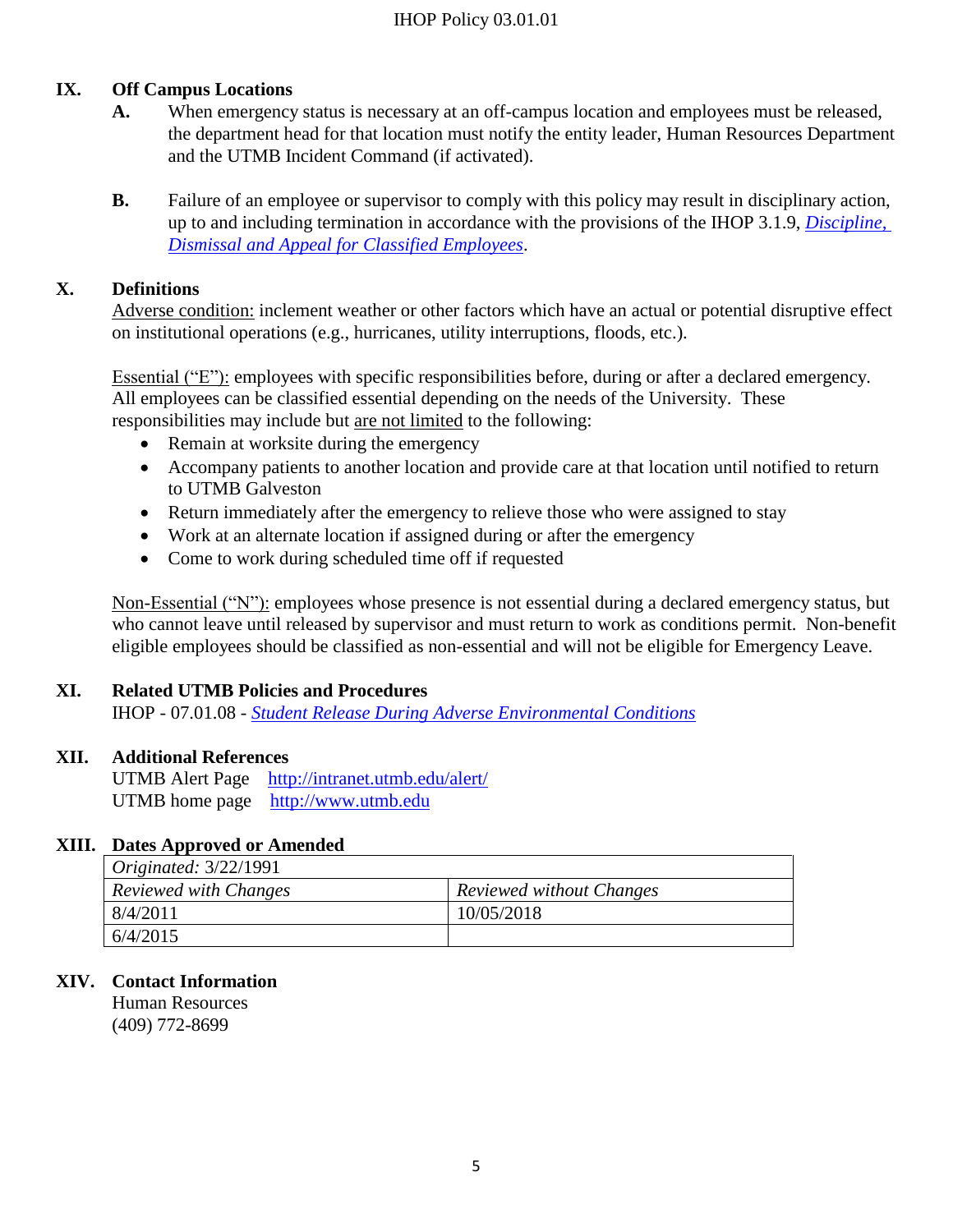## IX. Off Campus Locations

**A.** When emergency status is necessary at an off-campus location and employees must be released, the department head for that location must notify the entity leader, Human Resources Department and the UTMB Incident Command (if activated).

**B.** Failure of an employee or supervisor to comply with this policy may result in disciplinary action, up to and including termination in accordance with the provisions of the IHOP 3.1.9, *Discipline, Dismissal and Appeal for Classified Employees*.

## X. Definitions

Adverse condition: inclement weather or other factors which have an actual or potential disruptive effect on institutional operations (e.g., hurricanes, utility interruptions, floods, etc.).

Essential ("E"): employees with specific responsibilities before, during or after a declared emergency. All employees can be classified essential depending on the needs of the University. These responsibilities may include but are not limited to the following:

- Remain at worksite during the emergency
- Accompany patients to another location and provide care at that location until notified to return to UTMB Galveston
- Return immediately after the emergency to relieve those who were assigned to stay
- Work at an alternate location if assigned during or after the emergency
- Come to work during scheduled time off if requested

Non-Essential ("N"): employees whose presence is not essential during a declared emergency status, but who cannot leave until released by supervisor and must return to work as conditions permit. Non-benefit eligible employees should be classified as non-essential and will not be eligible for Emergency Leave.

## XI. Related UTMB Policies and Procedures

IHOP - 07.01.08 - *Student Release During Adverse Environmental Conditions*

## XII. Additional References

UTMB Alert Page http://intranet.utmb.edu/alert/
UTMB home page http://www.utmb.edu

## XIII. Dates Approved or Amended

| *Originated:* 3/22/1991 | |
|---|---|
| *Reviewed with Changes* | *Reviewed without Changes* |
| 8/4/2011 | 10/05/2018 |
| 6/4/2015 | |

## XIV. Contact Information

Human Resources
(409) 772-8699